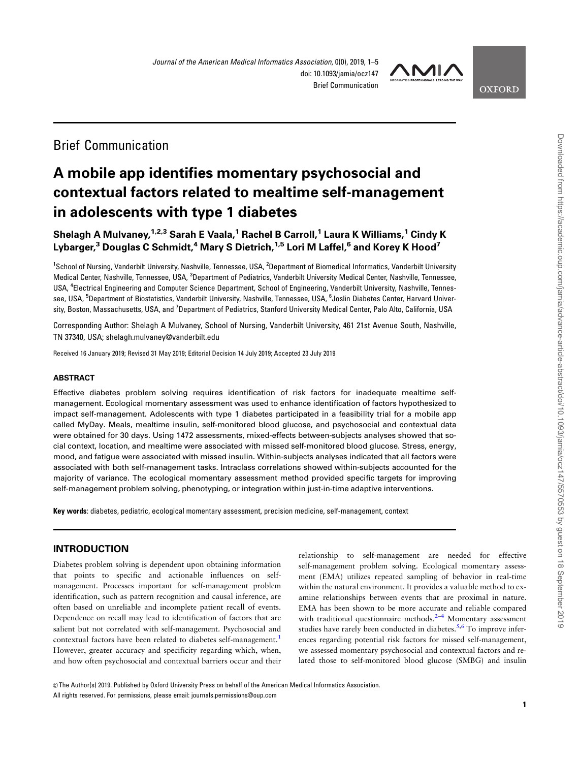Brief Communication

# A mobile app identifies momentary psychosocial and contextual factors related to mealtime self-management in adolescents with type 1 diabetes

**Shelagh A Mulvaney,[1,2,3] Sarah E Vaala,[1] Rachel B Carroll,[1] Laura K Williams,[1] Cindy K Lybarger,[3] Douglas C Schmidt,[4] Mary S Dietrich,[1,5] Lori M Laffel,[6] and Korey K Hood[7]**

[1]School of Nursing, Vanderbilt University, Nashville, Tennessee, USA, [2]Department of Biomedical Informatics, Vanderbilt University Medical Center, Nashville, Tennessee, USA, [3]Department of Pediatrics, Vanderbilt University Medical Center, Nashville, Tennessee, USA, [4]Electrical Engineering and Computer Science Department, School of Engineering, Vanderbilt University, Nashville, Tennessee, USA, [5]Department of Biostatistics, Vanderbilt University, Nashville, Tennessee, USA, [6]Joslin Diabetes Center, Harvard University, Boston, Massachusetts, USA, and [7]Department of Pediatrics, Stanford University Medical Center, Palo Alto, California, USA

Corresponding Author: Shelagh A Mulvaney, School of Nursing, Vanderbilt University, 461 21st Avenue South, Nashville, TN 37340, USA; shelagh.mulvaney@vanderbilt.edu

Received 16 January 2019; Revised 31 May 2019; Editorial Decision 14 July 2019; Accepted 23 July 2019

## ABSTRACT

Effective diabetes problem solving requires identification of risk factors for inadequate mealtime self-management. Ecological momentary assessment was used to enhance identification of factors hypothesized to impact self-management. Adolescents with type 1 diabetes participated in a feasibility trial for a mobile app called MyDay. Meals, mealtime insulin, self-monitored blood glucose, and psychosocial and contextual data were obtained for 30 days. Using 1472 assessments, mixed-effects between-subjects analyses showed that social context, location, and mealtime were associated with missed self-monitored blood glucose. Stress, energy, mood, and fatigue were associated with missed insulin. Within-subjects analyses indicated that all factors were associated with both self-management tasks. Intraclass correlations showed within-subjects accounted for the majority of variance. The ecological momentary assessment method provided specific targets for improving self-management problem solving, phenotyping, or integration within just-in-time adaptive interventions.

**Key words**: diabetes, pediatric, ecological momentary assessment, precision medicine, self-management, context

## INTRODUCTION

Diabetes problem solving is dependent upon obtaining information that points to specific and actionable influences on self-management. Processes important for self-management problem identification, such as pattern recognition and causal inference, are often based on unreliable and incomplete patient recall of events. Dependence on recall may lead to identification of factors that are salient but not correlated with self-management. Psychosocial and contextual factors have been related to diabetes self-management.[1] However, greater accuracy and specificity regarding which, when, and how often psychosocial and contextual barriers occur and their relationship to self-management are needed for effective self-management problem solving. Ecological momentary assessment (EMA) utilizes repeated sampling of behavior in real-time within the natural environment. It provides a valuable method to examine relationships between events that are proximal in nature. EMA has been shown to be more accurate and reliable compared with traditional questionnaire methods.[2–4] Momentary assessment studies have rarely been conducted in diabetes.[5,6] To improve inferences regarding potential risk factors for missed self-management, we assessed momentary psychosocial and contextual factors and related those to self-monitored blood glucose (SMBG) and insulin

© The Author(s) 2019. Published by Oxford University Press on behalf of the American Medical Informatics Association. All rights reserved. For permissions, please email: journals.permissions@oup.com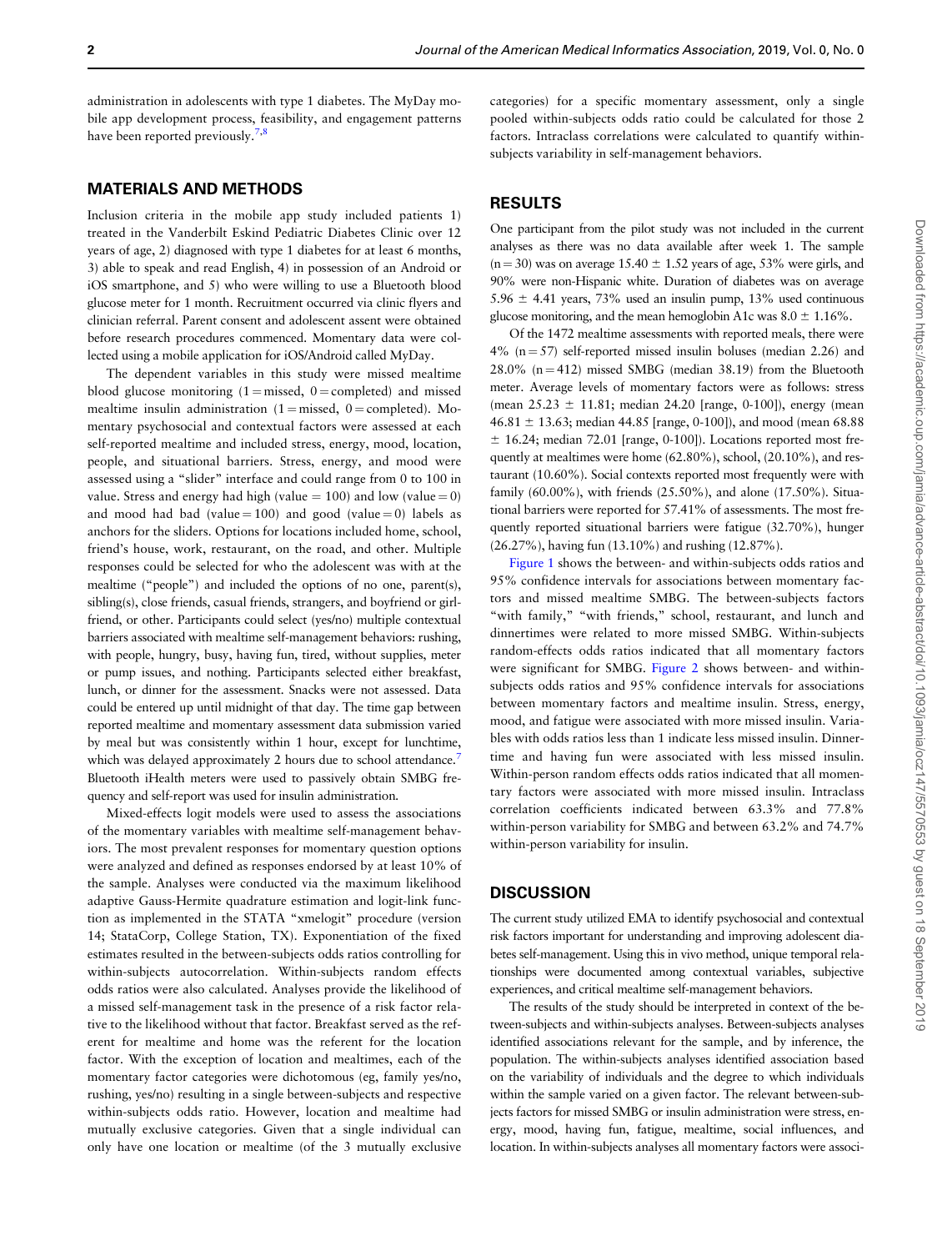administration in adolescents with type 1 diabetes. The MyDay mobile app development process, feasibility, and engagement patterns have been reported previously.[7,8]

## MATERIALS AND METHODS

Inclusion criteria in the mobile app study included patients 1) treated in the Vanderbilt Eskind Pediatric Diabetes Clinic over 12 years of age, 2) diagnosed with type 1 diabetes for at least 6 months, 3) able to speak and read English, 4) in possession of an Android or iOS smartphone, and 5) who were willing to use a Bluetooth blood glucose meter for 1 month. Recruitment occurred via clinic flyers and clinician referral. Parent consent and adolescent assent were obtained before research procedures commenced. Momentary data were collected using a mobile application for iOS/Android called MyDay.

The dependent variables in this study were missed mealtime blood glucose monitoring (1 = missed, 0 = completed) and missed mealtime insulin administration (1 = missed, 0 = completed). Momentary psychosocial and contextual factors were assessed at each self-reported mealtime and included stress, energy, mood, location, people, and situational barriers. Stress, energy, and mood were assessed using a "slider" interface and could range from 0 to 100 in value. Stress and energy had high (value = 100) and low (value = 0) and mood had bad (value = 100) and good (value = 0) labels as anchors for the sliders. Options for locations included home, school, friend's house, work, restaurant, on the road, and other. Multiple responses could be selected for who the adolescent was with at the mealtime ("people") and included the options of no one, parent(s), sibling(s), close friends, casual friends, strangers, and boyfriend or girlfriend, or other. Participants could select (yes/no) multiple contextual barriers associated with mealtime self-management behaviors: rushing, with people, hungry, busy, having fun, tired, without supplies, meter or pump issues, and nothing. Participants selected either breakfast, lunch, or dinner for the assessment. Snacks were not assessed. Data could be entered up until midnight of that day. The time gap between reported mealtime and momentary assessment data submission varied by meal but was consistently within 1 hour, except for lunchtime, which was delayed approximately 2 hours due to school attendance.[7] Bluetooth iHealth meters were used to passively obtain SMBG frequency and self-report was used for insulin administration.

Mixed-effects logit models were used to assess the associations of the momentary variables with mealtime self-management behaviors. The most prevalent responses for momentary question options were analyzed and defined as responses endorsed by at least 10% of the sample. Analyses were conducted via the maximum likelihood adaptive Gauss-Hermite quadrature estimation and logit-link function as implemented in the STATA "xmelogit" procedure (version 14; StataCorp, College Station, TX). Exponentiation of the fixed estimates resulted in the between-subjects odds ratios controlling for within-subjects autocorrelation. Within-subjects random effects odds ratios were also calculated. Analyses provide the likelihood of a missed self-management task in the presence of a risk factor relative to the likelihood without that factor. Breakfast served as the referent for mealtime and home was the referent for the location factor. With the exception of location and mealtimes, each of the momentary factor categories were dichotomous (eg, family yes/no, rushing, yes/no) resulting in a single between-subjects and respective within-subjects odds ratio. However, location and mealtime had mutually exclusive categories. Given that a single individual can only have one location or mealtime (of the 3 mutually exclusive categories) for a specific momentary assessment, only a single pooled within-subjects odds ratio could be calculated for those 2 factors. Intraclass correlations were calculated to quantify within-subjects variability in self-management behaviors.

## RESULTS

One participant from the pilot study was not included in the current analyses as there was no data available after week 1. The sample (n = 30) was on average 15.40 ± 1.52 years of age, 53% were girls, and 90% were non-Hispanic white. Duration of diabetes was on average 5.96 ± 4.41 years, 73% used an insulin pump, 13% used continuous glucose monitoring, and the mean hemoglobin A1c was 8.0 ± 1.16%.

Of the 1472 mealtime assessments with reported meals, there were 4% (n = 57) self-reported missed insulin boluses (median 2.26) and 28.0% (n = 412) missed SMBG (median 38.19) from the Bluetooth meter. Average levels of momentary factors were as follows: stress (mean 25.23 ± 11.81; median 24.20 [range, 0-100]), energy (mean 46.81 ± 13.63; median 44.85 [range, 0-100]), and mood (mean 68.88 ± 16.24; median 72.01 [range, 0-100]). Locations reported most frequently at mealtimes were home (62.80%), school, (20.10%), and restaurant (10.60%). Social contexts reported most frequently were with family (60.00%), with friends (25.50%), and alone (17.50%). Situational barriers were reported for 57.41% of assessments. The most frequently reported situational barriers were fatigue (32.70%), hunger (26.27%), having fun (13.10%) and rushing (12.87%).

Figure 1 shows the between- and within-subjects odds ratios and 95% confidence intervals for associations between momentary factors and missed mealtime SMBG. The between-subjects factors "with family," "with friends," school, restaurant, and lunch and dinnertimes were related to more missed SMBG. Within-subjects random-effects odds ratios indicated that all momentary factors were significant for SMBG. Figure 2 shows between- and within-subjects odds ratios and 95% confidence intervals for associations between momentary factors and mealtime insulin. Stress, energy, mood, and fatigue were associated with more missed insulin. Variables with odds ratios less than 1 indicate less missed insulin. Dinnertime and having fun were associated with less missed insulin. Within-person random effects odds ratios indicated that all momentary factors were associated with more missed insulin. Intraclass correlation coefficients indicated between 63.3% and 77.8% within-person variability for SMBG and between 63.2% and 74.7% within-person variability for insulin.

## DISCUSSION

The current study utilized EMA to identify psychosocial and contextual risk factors important for understanding and improving adolescent diabetes self-management. Using this in vivo method, unique temporal relationships were documented among contextual variables, subjective experiences, and critical mealtime self-management behaviors.

The results of the study should be interpreted in context of the between-subjects and within-subjects analyses. Between-subjects analyses identified associations relevant for the sample, and by inference, the population. The within-subjects analyses identified association based on the variability of individuals and the degree to which individuals within the sample varied on a given factor. The relevant between-subjects factors for missed SMBG or insulin administration were stress, energy, mood, having fun, fatigue, mealtime, social influences, and location. In within-subjects analyses all momentary factors were associ-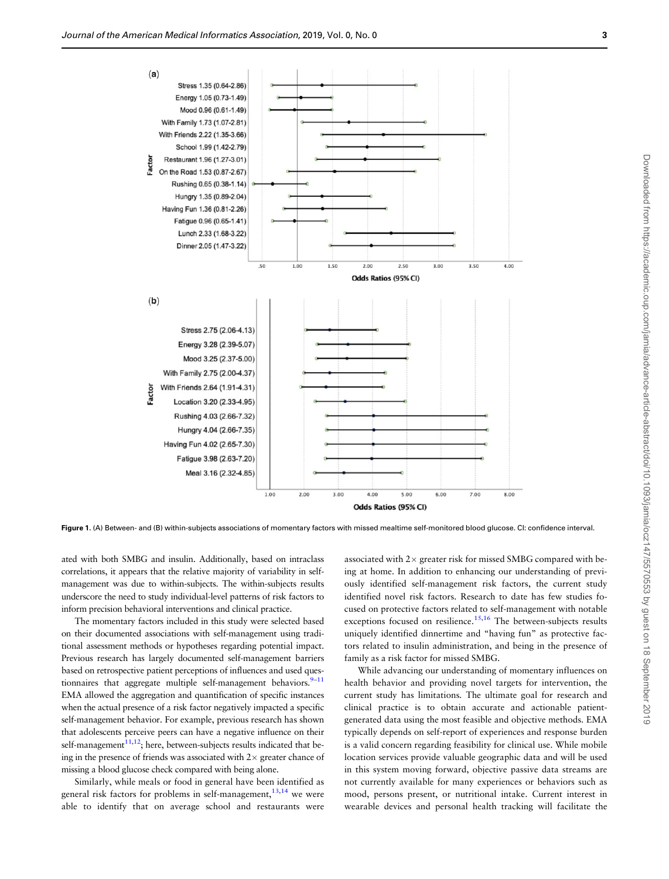Figure 1. (A) Between- and (B) within-subjects associations of momentary factors with missed mealtime self-monitored blood glucose. CI: confidence interval.

ated with both SMBG and insulin. Additionally, based on intraclass correlations, it appears that the relative majority of variability in self-management was due to within-subjects. The within-subjects results underscore the need to study individual-level patterns of risk factors to inform precision behavioral interventions and clinical practice.

The momentary factors included in this study were selected based on their documented associations with self-management using traditional assessment methods or hypotheses regarding potential impact. Previous research has largely documented self-management barriers based on retrospective patient perceptions of influences and used questionnaires that aggregate multiple self-management behaviors.[9–11] EMA allowed the aggregation and quantification of specific instances when the actual presence of a risk factor negatively impacted a specific self-management behavior. For example, previous research has shown that adolescents perceive peers can have a negative influence on their self-management[11,12]; here, between-subjects results indicated that being in the presence of friends was associated with 2× greater chance of missing a blood glucose check compared with being alone.

Similarly, while meals or food in general have been identified as general risk factors for problems in self-management,[13,14] we were able to identify that on average school and restaurants were associated with 2× greater risk for missed SMBG compared with being at home. In addition to enhancing our understanding of previously identified self-management risk factors, the current study identified novel risk factors. Research to date has few studies focused on protective factors related to self-management with notable exceptions focused on resilience.[15,16] The between-subjects results uniquely identified dinnertime and "having fun" as protective factors related to insulin administration, and being in the presence of family as a risk factor for missed SMBG.

While advancing our understanding of momentary influences on health behavior and providing novel targets for intervention, the current study has limitations. The ultimate goal for research and clinical practice is to obtain accurate and actionable patient-generated data using the most feasible and objective methods. EMA typically depends on self-report of experiences and response burden is a valid concern regarding feasibility for clinical use. While mobile location services provide valuable geographic data and will be used in this system moving forward, objective passive data streams are not currently available for many experiences or behaviors such as mood, persons present, or nutritional intake. Current interest in wearable devices and personal health tracking will facilitate the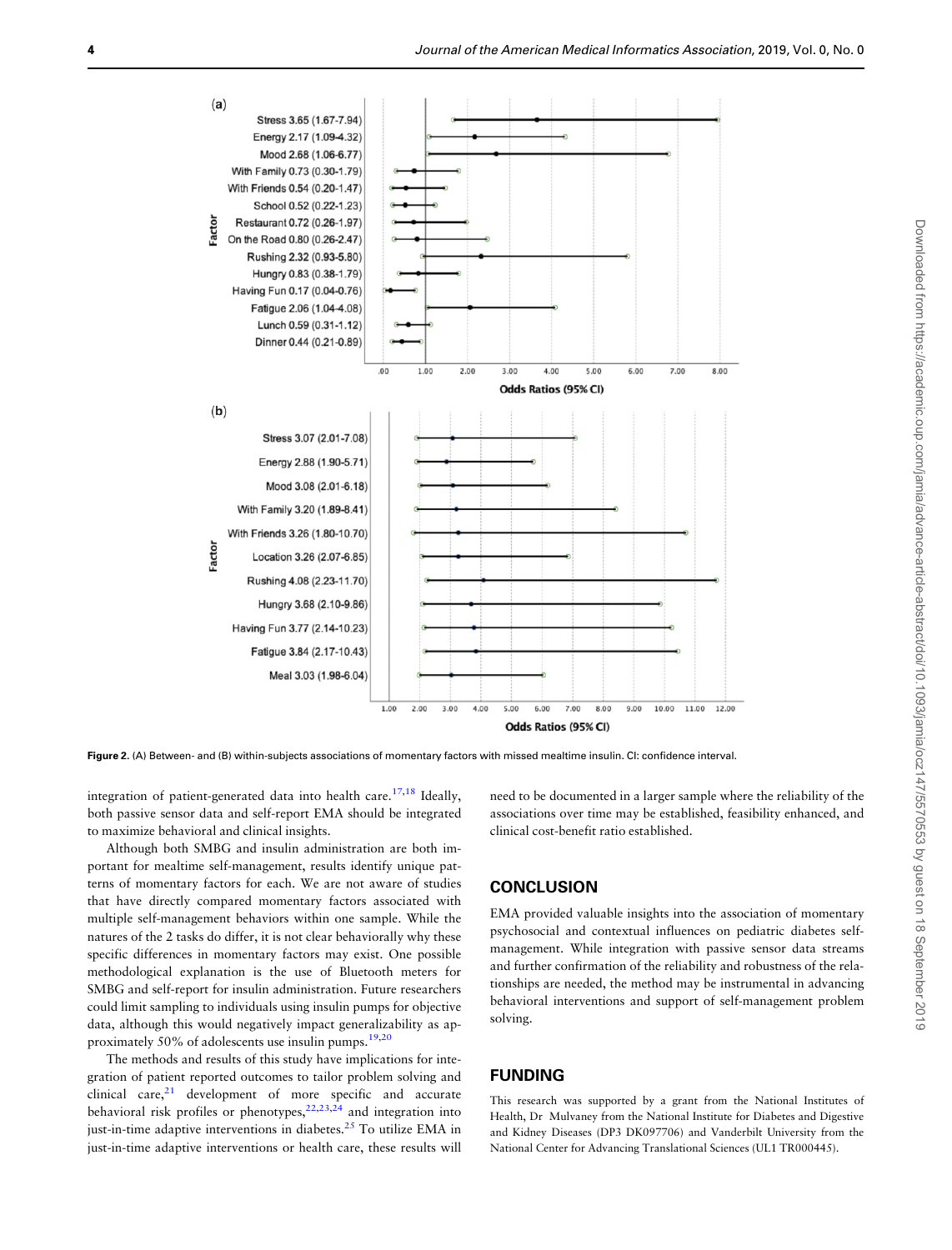**Figure 2.** (A) Between- and (B) within-subjects associations of momentary factors with missed mealtime insulin. CI: confidence interval.

integration of patient-generated data into health care.[17,18] Ideally, both passive sensor data and self-report EMA should be integrated to maximize behavioral and clinical insights.

Although both SMBG and insulin administration are both important for mealtime self-management, results identify unique patterns of momentary factors for each. We are not aware of studies that have directly compared momentary factors associated with multiple self-management behaviors within one sample. While the natures of the 2 tasks do differ, it is not clear behaviorally why these specific differences in momentary factors may exist. One possible methodological explanation is the use of Bluetooth meters for SMBG and self-report for insulin administration. Future researchers could limit sampling to individuals using insulin pumps for objective data, although this would negatively impact generalizability as approximately 50% of adolescents use insulin pumps.[19,20]

The methods and results of this study have implications for integration of patient reported outcomes to tailor problem solving and clinical care,[21] development of more specific and accurate behavioral risk profiles or phenotypes,[22,23,24] and integration into just-in-time adaptive interventions in diabetes.[25] To utilize EMA in just-in-time adaptive interventions or health care, these results will need to be documented in a larger sample where the reliability of the associations over time may be established, feasibility enhanced, and clinical cost-benefit ratio established.

## CONCLUSION

EMA provided valuable insights into the association of momentary psychosocial and contextual influences on pediatric diabetes self-management. While integration with passive sensor data streams and further confirmation of the reliability and robustness of the relationships are needed, the method may be instrumental in advancing behavioral interventions and support of self-management problem solving.

## FUNDING

This research was supported by a grant from the National Institutes of Health, Dr Mulvaney from the National Institute for Diabetes and Digestive and Kidney Diseases (DP3 DK097706) and Vanderbilt University from the National Center for Advancing Translational Sciences (UL1 TR000445).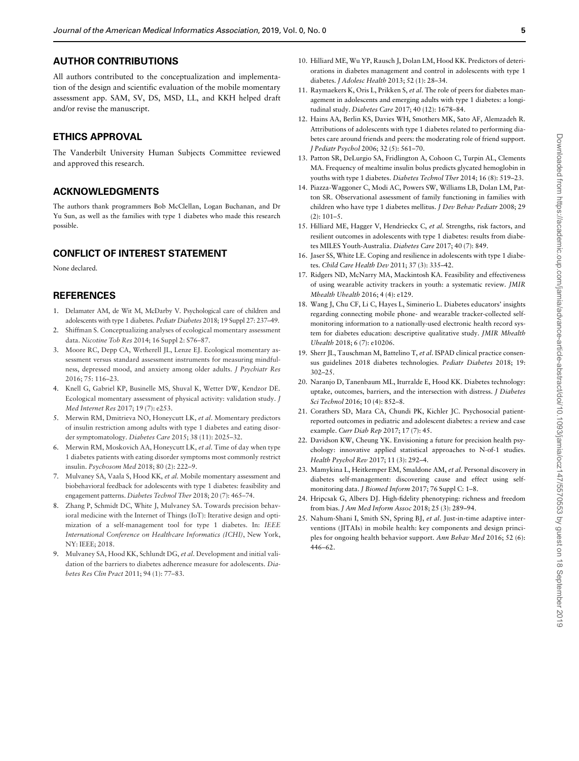## AUTHOR CONTRIBUTIONS

All authors contributed to the conceptualization and implementation of the design and scientific evaluation of the mobile momentary assessment app. SAM, SV, DS, MSD, LL, and KKH helped draft and/or revise the manuscript.

## ETHICS APPROVAL

The Vanderbilt University Human Subjects Committee reviewed and approved this research.

## ACKNOWLEDGMENTS

The authors thank programmers Bob McClellan, Logan Buchanan, and Dr Yu Sun, as well as the families with type 1 diabetes who made this research possible.

## CONFLICT OF INTEREST STATEMENT

None declared.

## REFERENCES

1. Delamater AM, de Wit M, McDarby V. Psychological care of children and adolescents with type 1 diabetes. *Pediatr Diabetes* 2018; 19 Suppl 27: 237–49.
2. Shiffman S. Conceptualizing analyses of ecological momentary assessment data. *Nicotine Tob Res* 2014; 16 Suppl 2: S76–87.
3. Moore RC, Depp CA, Wetherell JL, Lenze EJ. Ecological momentary assessment versus standard assessment instruments for measuring mindfulness, depressed mood, and anxiety among older adults. *J Psychiatr Res* 2016; 75: 116–23.
4. Knell G, Gabriel KP, Businelle MS, Shuval K, Wetter DW, Kendzor DE. Ecological momentary assessment of physical activity: validation study. *J Med Internet Res* 2017; 19 (7): e253.
5. Merwin RM, Dmitrieva NO, Honeycutt LK, *et al*. Momentary predictors of insulin restriction among adults with type 1 diabetes and eating disorder symptomatology. *Diabetes Care* 2015; 38 (11): 2025–32.
6. Merwin RM, Moskovich AA, Honeycutt LK, *et al*. Time of day when type 1 diabetes patients with eating disorder symptoms most commonly restrict insulin. *Psychosom Med* 2018; 80 (2): 222–9.
7. Mulvaney SA, Vaala S, Hood KK, *et al*. Mobile momentary assessment and biobehavioral feedback for adolescents with type 1 diabetes: feasibility and engagement patterns. *Diabetes Technol Ther* 2018; 20 (7): 465–74.
8. Zhang P, Schmidt DC, White J, Mulvaney SA. Towards precision behavioral medicine with the Internet of Things (IoT): Iterative design and optimization of a self-management tool for type 1 diabetes. In: *IEEE International Conference on Healthcare Informatics (ICHI)*, New York, NY: IEEE; 2018.
9. Mulvaney SA, Hood KK, Schlundt DG, *et al*. Development and initial validation of the barriers to diabetes adherence measure for adolescents. *Diabetes Res Clin Pract* 2011; 94 (1): 77–83.
10. Hilliard ME, Wu YP, Rausch J, Dolan LM, Hood KK. Predictors of deteriorations in diabetes management and control in adolescents with type 1 diabetes. *J Adolesc Health* 2013; 52 (1): 28–34.
11. Raymaekers K, Oris L, Prikken S, *et al*. The role of peers for diabetes management in adolescents and emerging adults with type 1 diabetes: a longitudinal study. *Diabetes Care* 2017; 40 (12): 1678–84.
12. Hains AA, Berlin KS, Davies WH, Smothers MK, Sato AF, Alemzadeh R. Attributions of adolescents with type 1 diabetes related to performing diabetes care around friends and peers: the moderating role of friend support. *J Pediatr Psychol* 2006; 32 (5): 561–70.
13. Patton SR, DeLurgio SA, Fridlington A, Cohoon C, Turpin AL, Clements MA. Frequency of mealtime insulin bolus predicts glycated hemoglobin in youths with type 1 diabetes. *Diabetes Technol Ther* 2014; 16 (8): 519–23.
14. Piazza-Waggoner C, Modi AC, Powers SW, Williams LB, Dolan LM, Patton SR. Observational assessment of family functioning in families with children who have type 1 diabetes mellitus. *J Dev Behav Pediatr* 2008; 29 (2): 101–5.
15. Hilliard ME, Hagger V, Hendrieckx C, *et al*. Strengths, risk factors, and resilient outcomes in adolescents with type 1 diabetes: results from diabetes MILES Youth-Australia. *Diabetes Care* 2017; 40 (7): 849.
16. Jaser SS, White LE. Coping and resilience in adolescents with type 1 diabetes. *Child Care Health Dev* 2011; 37 (3): 335–42.
17. Ridgers ND, McNarry MA, Mackintosh KA. Feasibility and effectiveness of using wearable activity trackers in youth: a systematic review. *JMIR Mhealth Uhealth* 2016; 4 (4): e129.
18. Wang J, Chu CF, Li C, Hayes L, Siminerio L. Diabetes educators' insights regarding connecting mobile phone- and wearable tracker-collected self-monitoring information to a nationally-used electronic health record system for diabetes education: descriptive qualitative study. *JMIR Mhealth Uhealth* 2018; 6 (7): e10206.
19. Sherr JL, Tauschman M, Battelino T, *et al*. ISPAD clinical practice consensus guidelines 2018 diabetes technologies. *Pediatr Diabetes* 2018; 19: 302–25.
20. Naranjo D, Tanenbaum ML, Iturralde E, Hood KK. Diabetes technology: uptake, outcomes, barriers, and the intersection with distress. *J Diabetes Sci Technol* 2016; 10 (4): 852–8.
21. Corathers SD, Mara CA, Chundi PK, Kichler JC. Psychosocial patient-reported outcomes in pediatric and adolescent diabetes: a review and case example. *Curr Diab Rep* 2017; 17 (7): 45.
22. Davidson KW, Cheung YK. Envisioning a future for precision health psychology: innovative applied statistical approaches to N-of-1 studies. *Health Psychol Rev* 2017; 11 (3): 292–4.
23. Mamykina L, Heitkemper EM, Smaldone AM, *et al*. Personal discovery in diabetes self-management: discovering cause and effect using self-monitoring data. *J Biomed Inform* 2017; 76 Suppl C: 1–8.
24. Hripcsak G, Albers DJ. High-fidelity phenotyping: richness and freedom from bias. *J Am Med Inform Assoc* 2018; 25 (3): 289–94.
25. Nahum-Shani I, Smith SN, Spring BJ, *et al*. Just-in-time adaptive interventions (JITAIs) in mobile health: key components and design principles for ongoing health behavior support. *Ann Behav Med* 2016; 52 (6): 446–62.